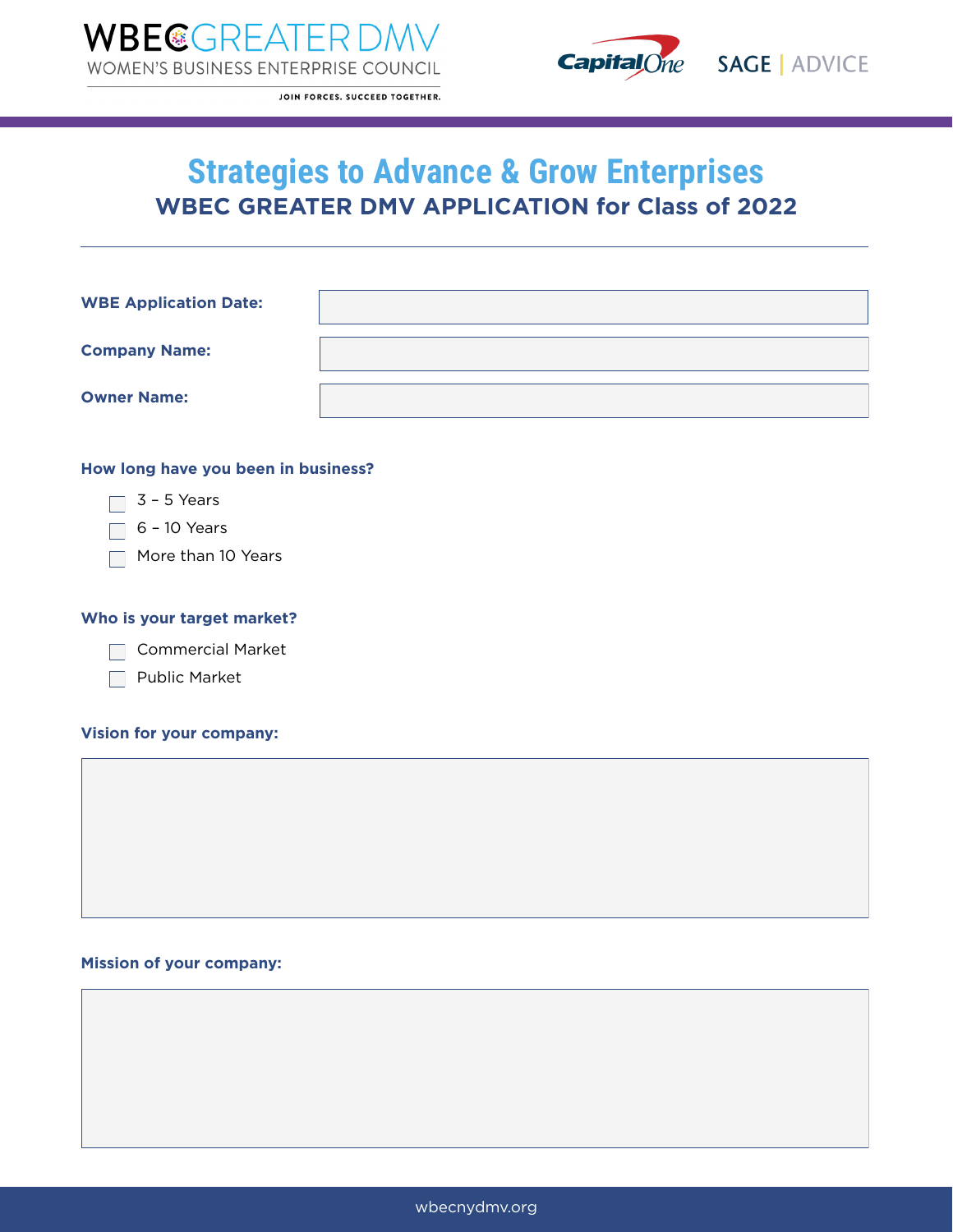WBEC GREATER DMV
WOMEN'S BUSINESS ENTERPRISE COUNCIL

JOIN FORCES. SUCCEED TOGETHER.

Capital One | SAGE | ADVICE

# Strategies to Advance & Grow Enterprises

## WBEC GREATER DMV APPLICATION for Class of 2022

**WBE Application Date:**

**Company Name:**

**Owner Name:**

**How long have you been in business?**

- ☐ 3 – 5 Years
- ☐ 6 – 10 Years
- ☐ More than 10 Years

**Who is your target market?**

- ☐ Commercial Market
- ☐ Public Market

**Vision for your company:**

**Mission of your company:**

wbecnydmv.org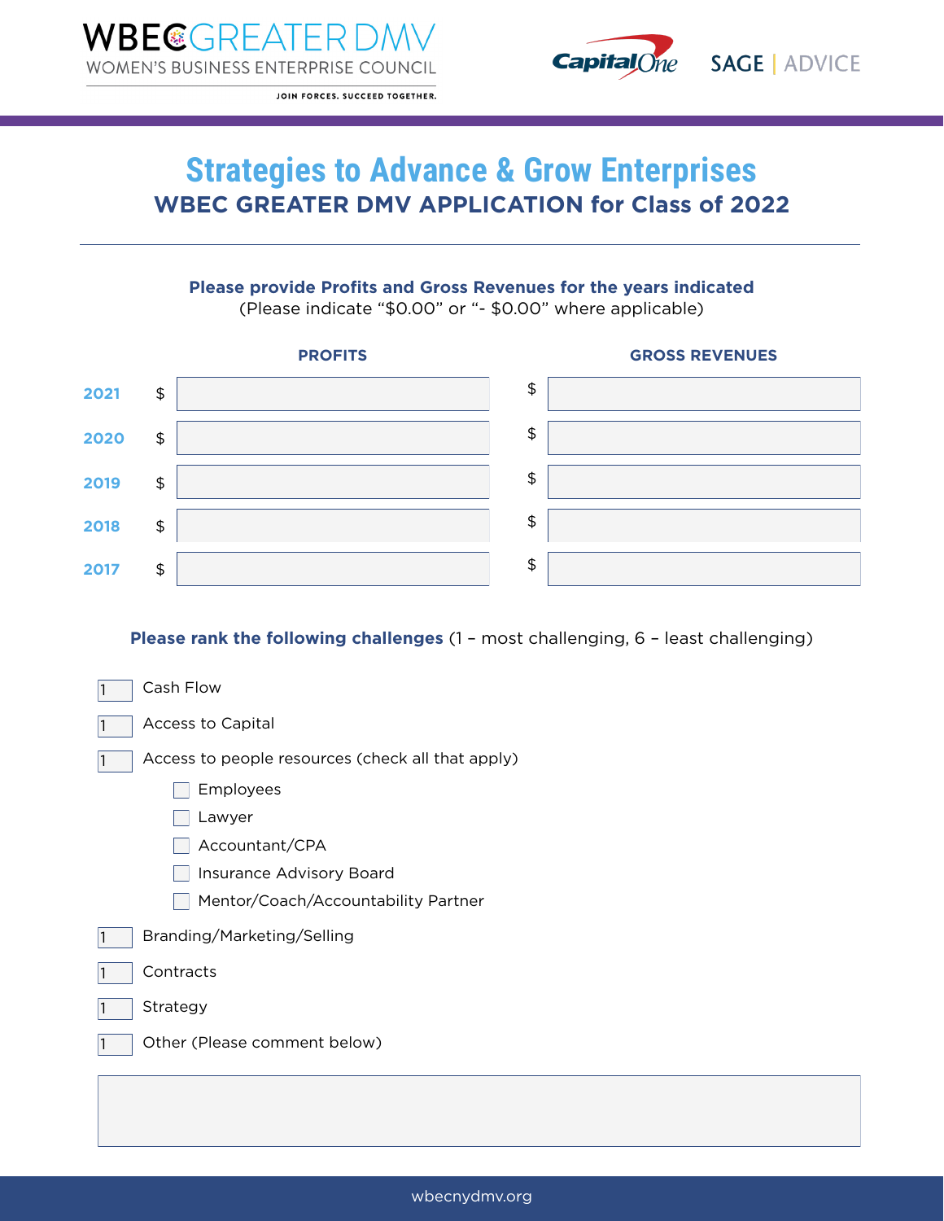WBEC GREATER DMV
WOMEN'S BUSINESS ENTERPRISE COUNCIL
JOIN FORCES. SUCCEED TOGETHER.

Capital One | SAGE | ADVICE

# Strategies to Advance & Grow Enterprises

## WBEC GREATER DMV APPLICATION for Class of 2022

**Please provide Profits and Gross Revenues for the years indicated**
(Please indicate "$0.00" or "- $0.00" where applicable)

| | PROFITS | GROSS REVENUES |
|---|---|---|
| **2021** | $ | $ |
| **2020** | $ | $ |
| **2019** | $ | $ |
| **2018** | $ | $ |
| **2017** | $ | $ |

**Please rank the following challenges** (1 – most challenging, 6 – least challenging)

- 1 Cash Flow
- 1 Access to Capital
- 1 Access to people resources (check all that apply)
  - ☐ Employees
  - ☐ Lawyer
  - ☐ Accountant/CPA
  - ☐ Insurance Advisory Board
  - ☐ Mentor/Coach/Accountability Partner
- 1 Branding/Marketing/Selling
- 1 Contracts
- 1 Strategy
- 1 Other (Please comment below)

wbecnydmv.org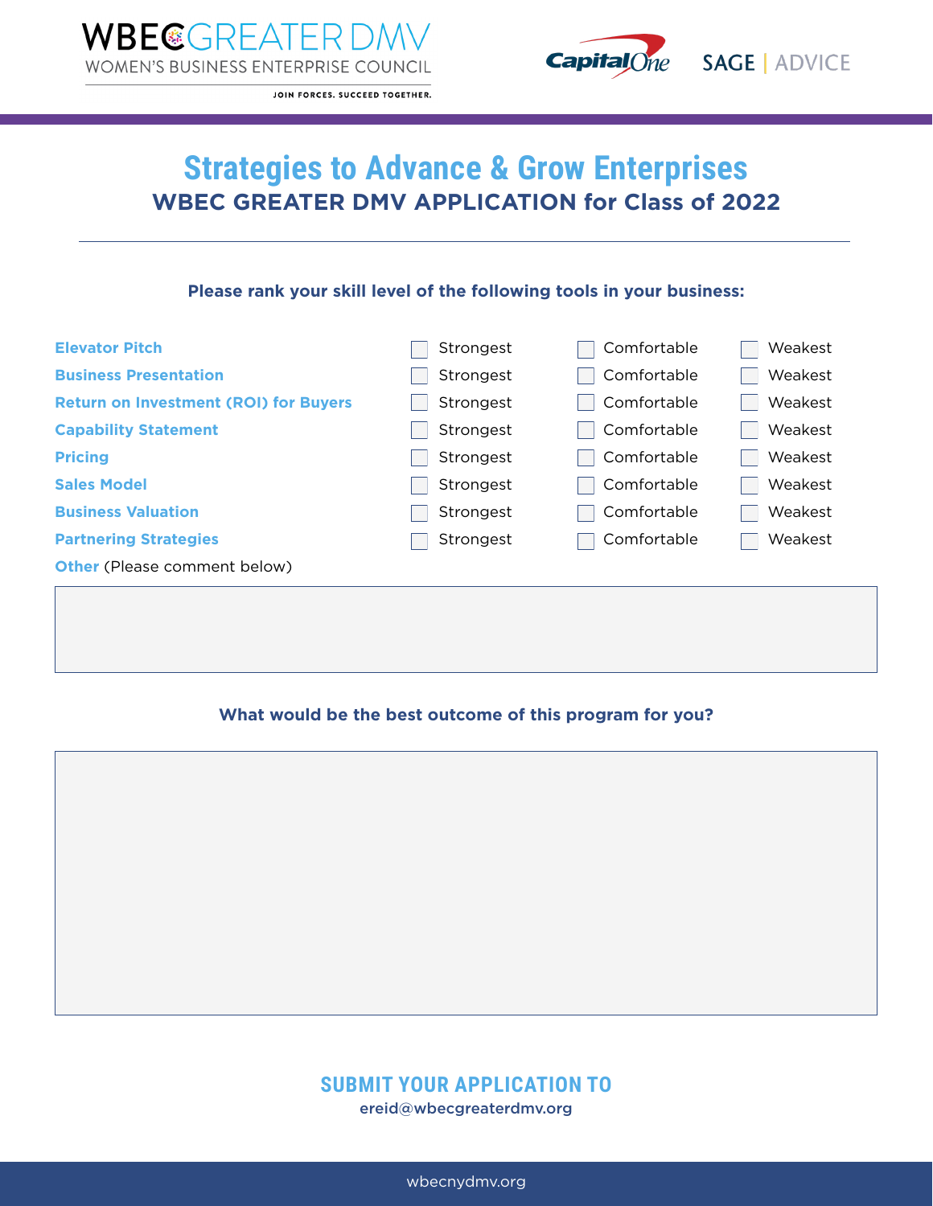WBEC GREATER DMV
WOMEN'S BUSINESS ENTERPRISE COUNCIL
JOIN FORCES. SUCCEED TOGETHER.

Capital One | SAGE | ADVICE

# Strategies to Advance & Grow Enterprises

## WBEC GREATER DMV APPLICATION for Class of 2022

**Please rank your skill level of the following tools in your business:**

| | | | |
|---|---|---|---|
| **Elevator Pitch** | ☐ Strongest | ☐ Comfortable | ☐ Weakest |
| **Business Presentation** | ☐ Strongest | ☐ Comfortable | ☐ Weakest |
| **Return on Investment (ROI) for Buyers** | ☐ Strongest | ☐ Comfortable | ☐ Weakest |
| **Capability Statement** | ☐ Strongest | ☐ Comfortable | ☐ Weakest |
| **Pricing** | ☐ Strongest | ☐ Comfortable | ☐ Weakest |
| **Sales Model** | ☐ Strongest | ☐ Comfortable | ☐ Weakest |
| **Business Valuation** | ☐ Strongest | ☐ Comfortable | ☐ Weakest |
| **Partnering Strategies** | ☐ Strongest | ☐ Comfortable | ☐ Weakest |

**Other** (Please comment below)

**What would be the best outcome of this program for you?**

## SUBMIT YOUR APPLICATION TO

ereid@wbecgreaterdmv.org

wbecnydmv.org